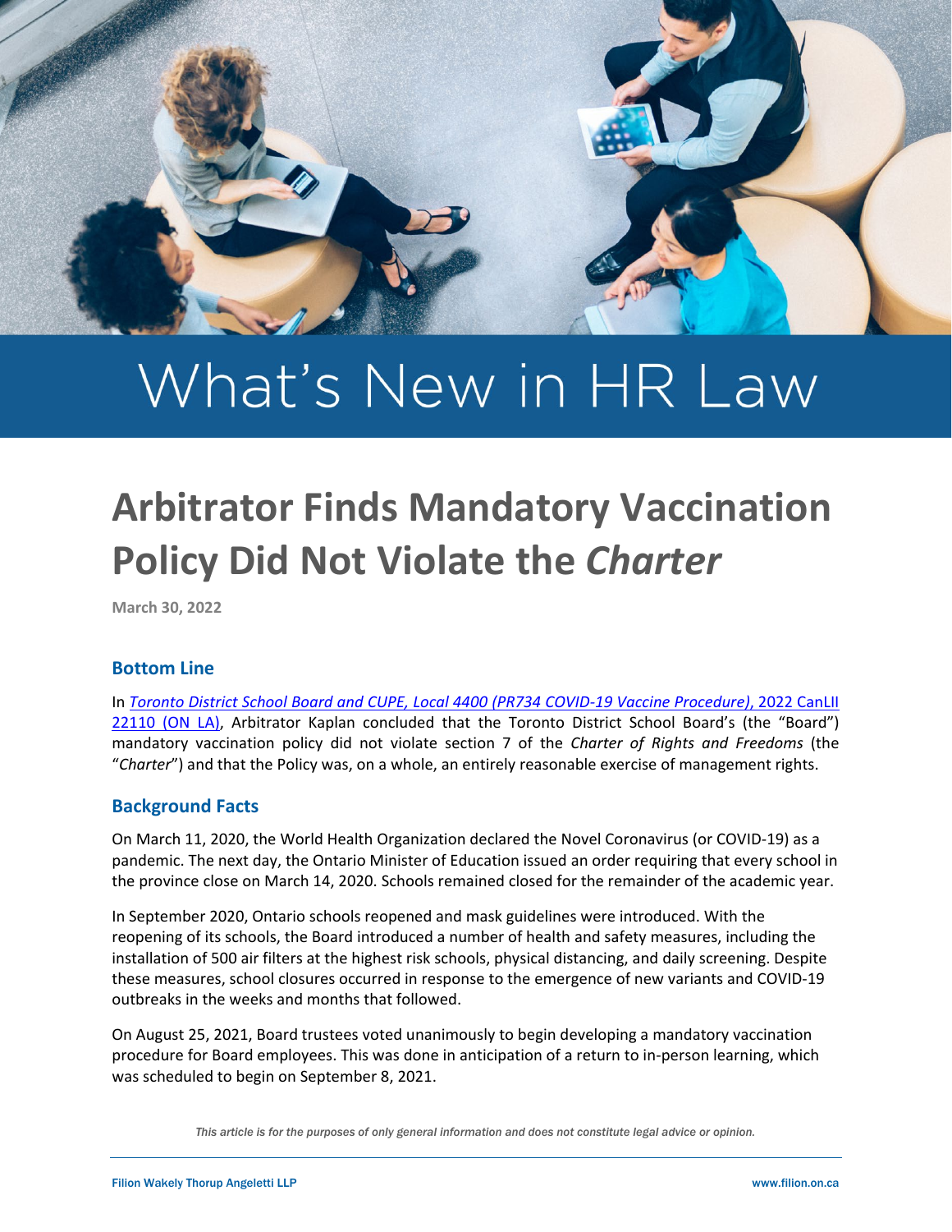# What's New in HR Law

# Arbitrator Finds Mandatory Vaccination Policy Did Not Violate the *Charter*

**March 30, 2022**

## Bottom Line

In *Toronto District School Board and CUPE, Local 4400 (PR734 COVID-19 Vaccine Procedure)*, 2022 CanLII 22110 (ON LA), Arbitrator Kaplan concluded that the Toronto District School Board's (the "Board") mandatory vaccination policy did not violate section 7 of the *Charter of Rights and Freedoms* (the "*Charter*") and that the Policy was, on a whole, an entirely reasonable exercise of management rights.

## Background Facts

On March 11, 2020, the World Health Organization declared the Novel Coronavirus (or COVID-19) as a pandemic. The next day, the Ontario Minister of Education issued an order requiring that every school in the province close on March 14, 2020. Schools remained closed for the remainder of the academic year.

In September 2020, Ontario schools reopened and mask guidelines were introduced. With the reopening of its schools, the Board introduced a number of health and safety measures, including the installation of 500 air filters at the highest risk schools, physical distancing, and daily screening. Despite these measures, school closures occurred in response to the emergence of new variants and COVID-19 outbreaks in the weeks and months that followed.

On August 25, 2021, Board trustees voted unanimously to begin developing a mandatory vaccination procedure for Board employees. This was done in anticipation of a return to in-person learning, which was scheduled to begin on September 8, 2021.

*This article is for the purposes of only general information and does not constitute legal advice or opinion.*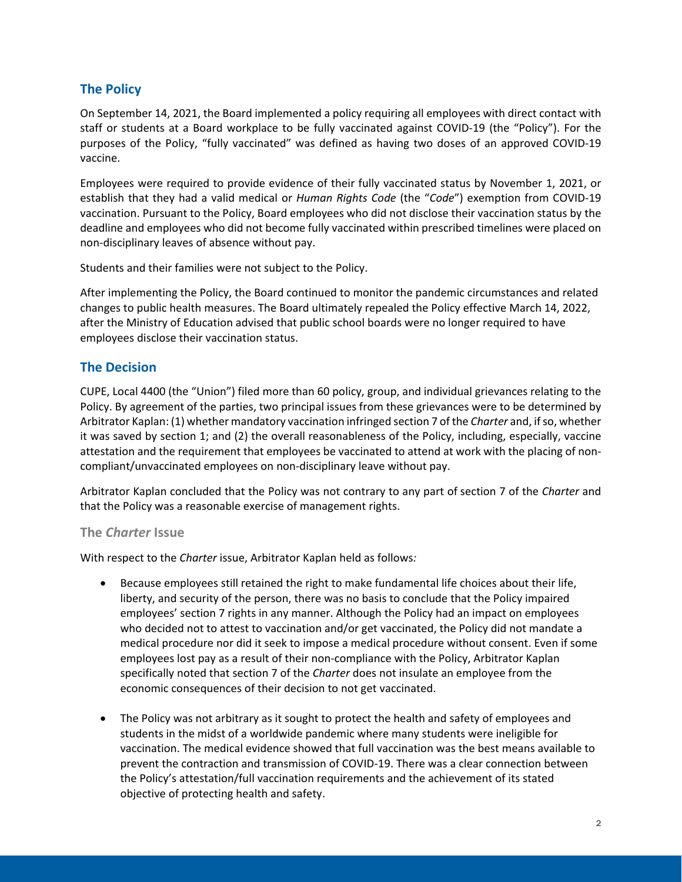## The Policy

On September 14, 2021, the Board implemented a policy requiring all employees with direct contact with staff or students at a Board workplace to be fully vaccinated against COVID-19 (the "Policy"). For the purposes of the Policy, "fully vaccinated" was defined as having two doses of an approved COVID-19 vaccine.

Employees were required to provide evidence of their fully vaccinated status by November 1, 2021, or establish that they had a valid medical or *Human Rights Code* (the "*Code*") exemption from COVID-19 vaccination. Pursuant to the Policy, Board employees who did not disclose their vaccination status by the deadline and employees who did not become fully vaccinated within prescribed timelines were placed on non-disciplinary leaves of absence without pay.

Students and their families were not subject to the Policy.

After implementing the Policy, the Board continued to monitor the pandemic circumstances and related changes to public health measures. The Board ultimately repealed the Policy effective March 14, 2022, after the Ministry of Education advised that public school boards were no longer required to have employees disclose their vaccination status.

## The Decision

CUPE, Local 4400 (the "Union") filed more than 60 policy, group, and individual grievances relating to the Policy. By agreement of the parties, two principal issues from these grievances were to be determined by Arbitrator Kaplan: (1) whether mandatory vaccination infringed section 7 of the *Charter* and, if so, whether it was saved by section 1; and (2) the overall reasonableness of the Policy, including, especially, vaccine attestation and the requirement that employees be vaccinated to attend at work with the placing of non-compliant/unvaccinated employees on non-disciplinary leave without pay.

Arbitrator Kaplan concluded that the Policy was not contrary to any part of section 7 of the *Charter* and that the Policy was a reasonable exercise of management rights.

### The *Charter* Issue

With respect to the *Charter* issue, Arbitrator Kaplan held as follows:

- Because employees still retained the right to make fundamental life choices about their life, liberty, and security of the person, there was no basis to conclude that the Policy impaired employees' section 7 rights in any manner. Although the Policy had an impact on employees who decided not to attest to vaccination and/or get vaccinated, the Policy did not mandate a medical procedure nor did it seek to impose a medical procedure without consent. Even if some employees lost pay as a result of their non-compliance with the Policy, Arbitrator Kaplan specifically noted that section 7 of the *Charter* does not insulate an employee from the economic consequences of their decision to not get vaccinated.

- The Policy was not arbitrary as it sought to protect the health and safety of employees and students in the midst of a worldwide pandemic where many students were ineligible for vaccination. The medical evidence showed that full vaccination was the best means available to prevent the contraction and transmission of COVID-19. There was a clear connection between the Policy's attestation/full vaccination requirements and the achievement of its stated objective of protecting health and safety.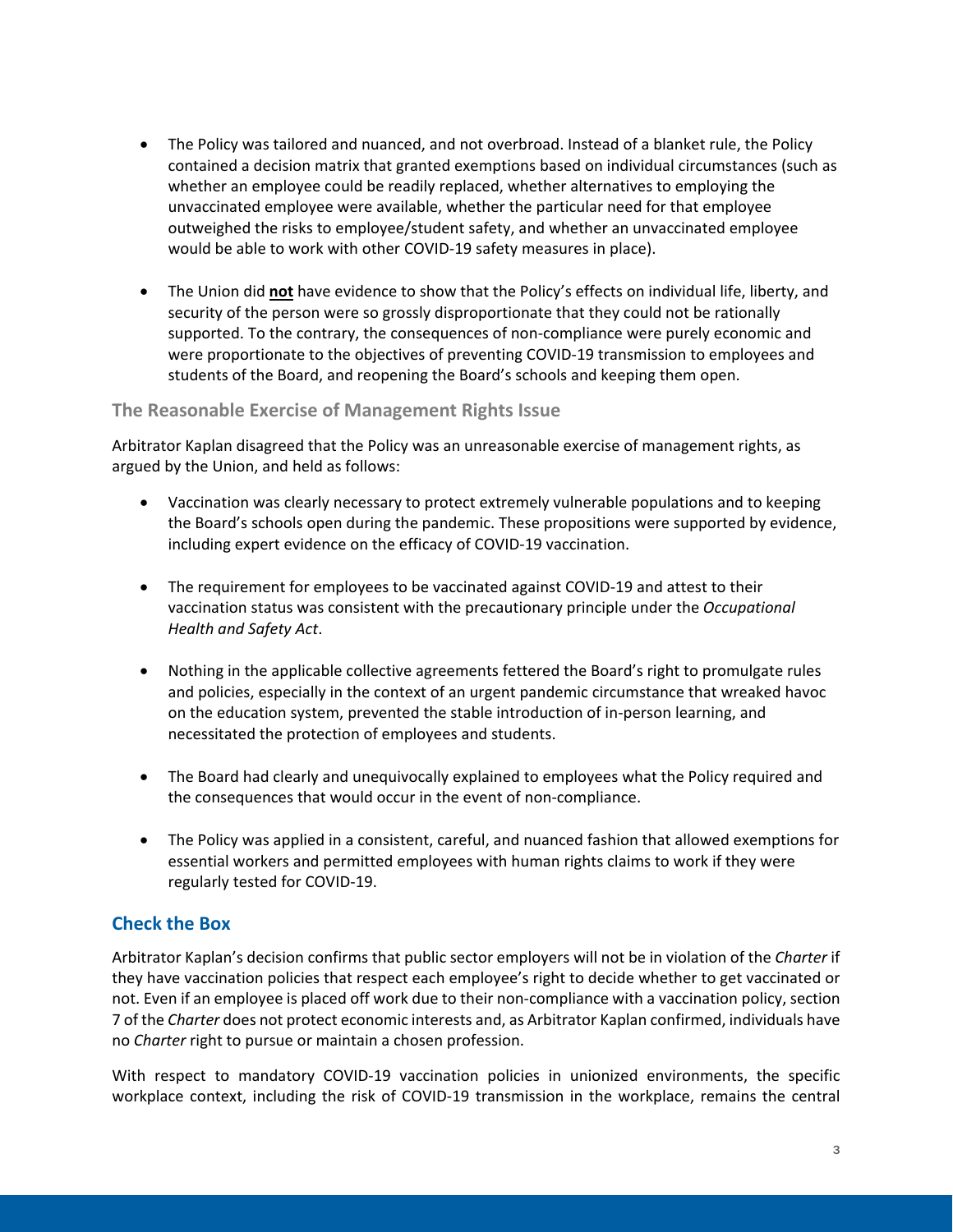- The Policy was tailored and nuanced, and not overbroad. Instead of a blanket rule, the Policy contained a decision matrix that granted exemptions based on individual circumstances (such as whether an employee could be readily replaced, whether alternatives to employing the unvaccinated employee were available, whether the particular need for that employee outweighed the risks to employee/student safety, and whether an unvaccinated employee would be able to work with other COVID-19 safety measures in place).

- The Union did **not** have evidence to show that the Policy's effects on individual life, liberty, and security of the person were so grossly disproportionate that they could not be rationally supported. To the contrary, the consequences of non-compliance were purely economic and were proportionate to the objectives of preventing COVID-19 transmission to employees and students of the Board, and reopening the Board's schools and keeping them open.

### The Reasonable Exercise of Management Rights Issue

Arbitrator Kaplan disagreed that the Policy was an unreasonable exercise of management rights, as argued by the Union, and held as follows:

- Vaccination was clearly necessary to protect extremely vulnerable populations and to keeping the Board's schools open during the pandemic. These propositions were supported by evidence, including expert evidence on the efficacy of COVID-19 vaccination.

- The requirement for employees to be vaccinated against COVID-19 and attest to their vaccination status was consistent with the precautionary principle under the *Occupational Health and Safety Act*.

- Nothing in the applicable collective agreements fettered the Board's right to promulgate rules and policies, especially in the context of an urgent pandemic circumstance that wreaked havoc on the education system, prevented the stable introduction of in-person learning, and necessitated the protection of employees and students.

- The Board had clearly and unequivocally explained to employees what the Policy required and the consequences that would occur in the event of non-compliance.

- The Policy was applied in a consistent, careful, and nuanced fashion that allowed exemptions for essential workers and permitted employees with human rights claims to work if they were regularly tested for COVID-19.

## Check the Box

Arbitrator Kaplan's decision confirms that public sector employers will not be in violation of the *Charter* if they have vaccination policies that respect each employee's right to decide whether to get vaccinated or not. Even if an employee is placed off work due to their non-compliance with a vaccination policy, section 7 of the *Charter* does not protect economic interests and, as Arbitrator Kaplan confirmed, individuals have no *Charter* right to pursue or maintain a chosen profession.

With respect to mandatory COVID-19 vaccination policies in unionized environments, the specific workplace context, including the risk of COVID-19 transmission in the workplace, remains the central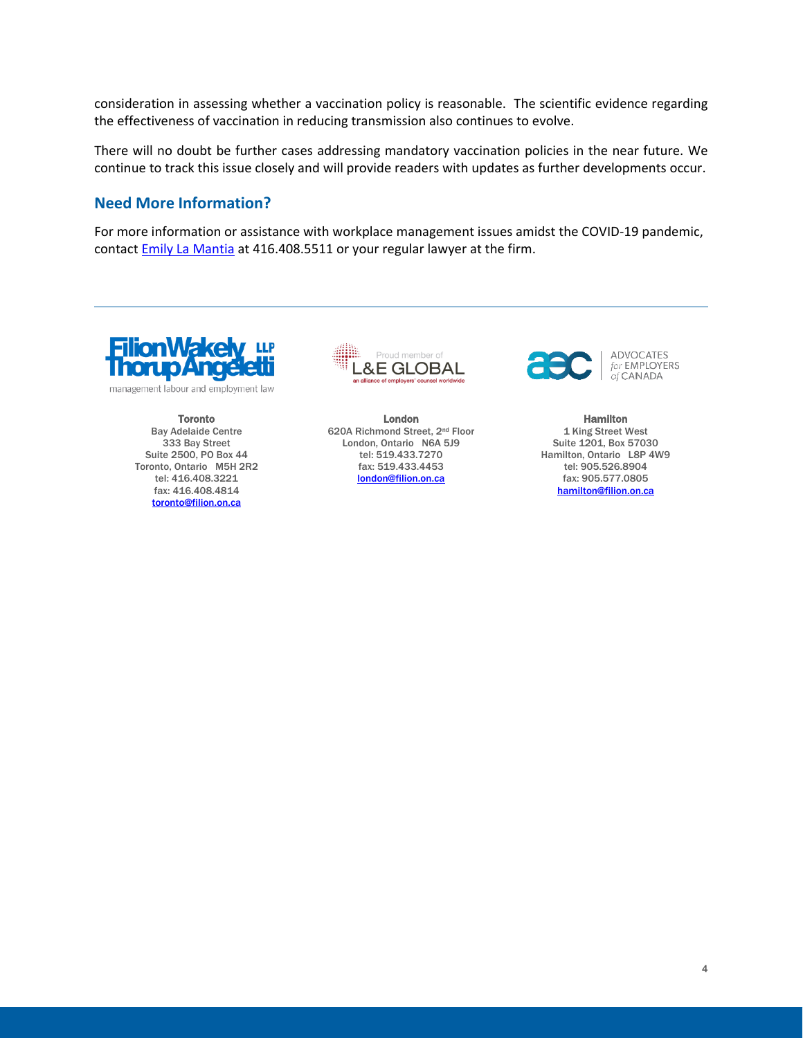consideration in assessing whether a vaccination policy is reasonable. The scientific evidence regarding the effectiveness of vaccination in reducing transmission also continues to evolve.

There will no doubt be further cases addressing mandatory vaccination policies in the near future. We continue to track this issue closely and will provide readers with updates as further developments occur.

## Need More Information?

For more information or assistance with workplace management issues amidst the COVID-19 pandemic, contact Emily La Mantia at 416.408.5511 or your regular lawyer at the firm.

---

Filion Wakely Thorup Angeletti LLP
management labour and employment law

Proud member of L&E GLOBAL
an alliance of employers' counsel worldwide

ADVOCATES for EMPLOYERS of CANADA

**Toronto**
Bay Adelaide Centre
333 Bay Street
Suite 2500, PO Box 44
Toronto, Ontario M5H 2R2
tel: 416.408.3221
fax: 416.408.4814
toronto@filion.on.ca

**London**
620A Richmond Street, 2nd Floor
London, Ontario N6A 5J9
tel: 519.433.7270
fax: 519.433.4453
london@filion.on.ca

**Hamilton**
1 King Street West
Suite 1201, Box 57030
Hamilton, Ontario L8P 4W9
tel: 905.526.8904
fax: 905.577.0805
hamilton@filion.on.ca